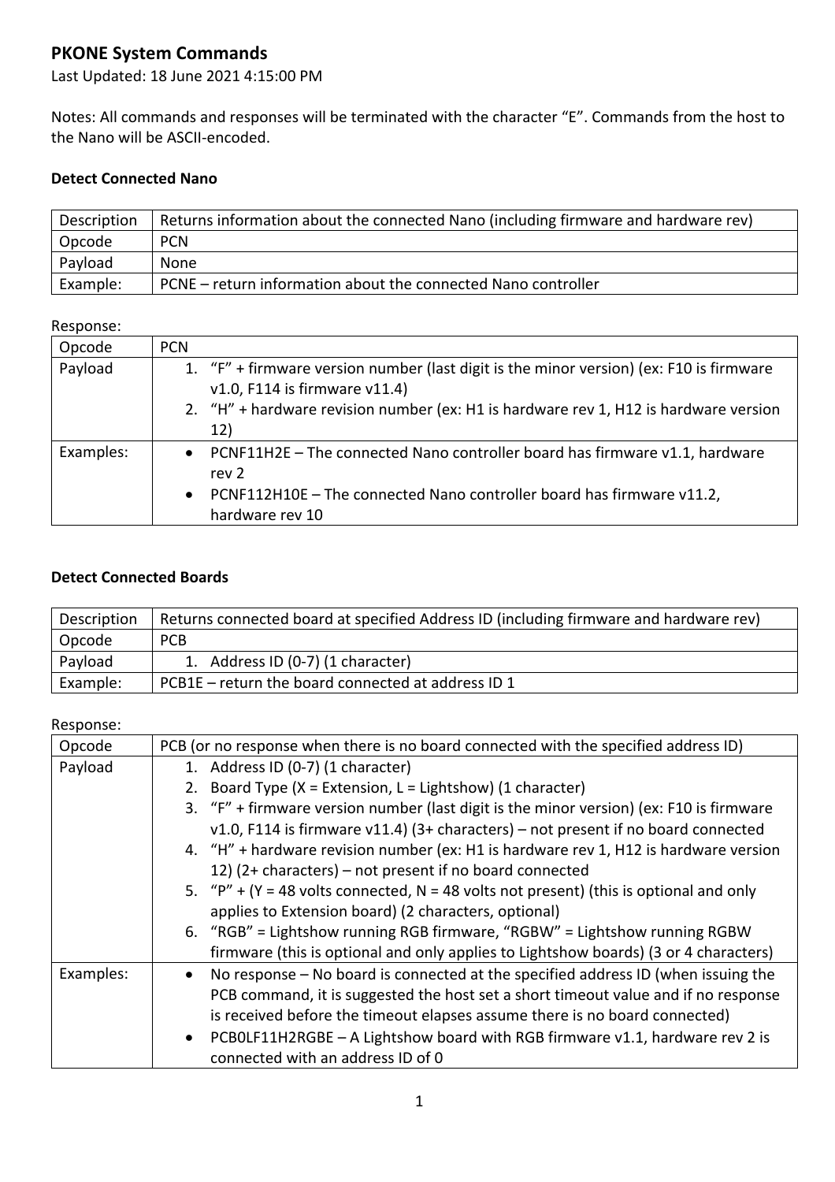# PKONE System Commands

Last Updated: 18 June 2021 4:15:00 PM

Notes: All commands and responses will be terminated with the character "E". Commands from the host to the Nano will be ASCII-encoded.

**Detect Connected Nano**

| Description | Returns information about the connected Nano (including firmware and hardware rev) |
|---|---|
| Opcode | PCN |
| Payload | None |
| Example: | PCNE – return information about the connected Nano controller |

Response:

| Opcode | PCN |
|---|---|
| Payload | 1. "F" + firmware version number (last digit is the minor version) (ex: F10 is firmware v1.0, F114 is firmware v11.4)<br>2. "H" + hardware revision number (ex: H1 is hardware rev 1, H12 is hardware version 12) |
| Examples: | • PCNF11H2E – The connected Nano controller board has firmware v1.1, hardware rev 2<br>• PCNF112H10E – The connected Nano controller board has firmware v11.2, hardware rev 10 |

**Detect Connected Boards**

| Description | Returns connected board at specified Address ID (including firmware and hardware rev) |
|---|---|
| Opcode | PCB |
| Payload | 1. Address ID (0-7) (1 character) |
| Example: | PCB1E – return the board connected at address ID 1 |

Response:

| Opcode | PCB (or no response when there is no board connected with the specified address ID) |
|---|---|
| Payload | 1. Address ID (0-7) (1 character)<br>2. Board Type (X = Extension, L = Lightshow) (1 character)<br>3. "F" + firmware version number (last digit is the minor version) (ex: F10 is firmware v1.0, F114 is firmware v11.4) (3+ characters) – not present if no board connected<br>4. "H" + hardware revision number (ex: H1 is hardware rev 1, H12 is hardware version 12) (2+ characters) – not present if no board connected<br>5. "P" + (Y = 48 volts connected, N = 48 volts not present) (this is optional and only applies to Extension board) (2 characters, optional)<br>6. "RGB" = Lightshow running RGB firmware, "RGBW" = Lightshow running RGBW firmware (this is optional and only applies to Lightshow boards) (3 or 4 characters) |
| Examples: | • No response – No board is connected at the specified address ID (when issuing the PCB command, it is suggested the host set a short timeout value and if no response is received before the timeout elapses assume there is no board connected)<br>• PCB0LF11H2RGBE – A Lightshow board with RGB firmware v1.1, hardware rev 2 is connected with an address ID of 0 |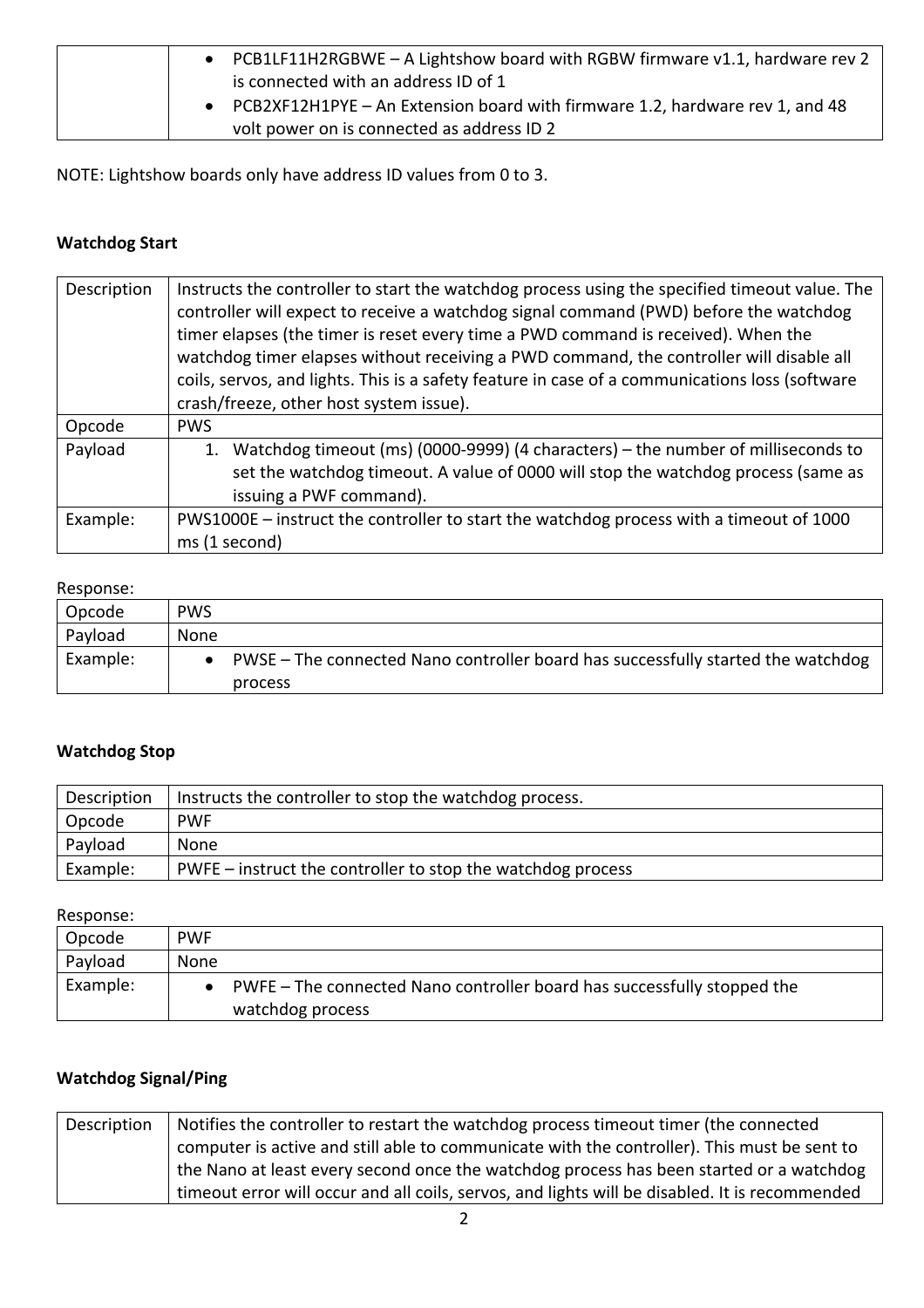| | |
|---|---|
| | • PCB1LF11H2RGBWE – A Lightshow board with RGBW firmware v1.1, hardware rev 2 is connected with an address ID of 1<br>• PCB2XF12H1PYE – An Extension board with firmware 1.2, hardware rev 1, and 48 volt power on is connected as address ID 2 |

NOTE: Lightshow boards only have address ID values from 0 to 3.

**Watchdog Start**

| | |
|---|---|
| Description | Instructs the controller to start the watchdog process using the specified timeout value. The controller will expect to receive a watchdog signal command (PWD) before the watchdog timer elapses (the timer is reset every time a PWD command is received). When the watchdog timer elapses without receiving a PWD command, the controller will disable all coils, servos, and lights. This is a safety feature in case of a communications loss (software crash/freeze, other host system issue). |
| Opcode | PWS |
| Payload | 1. Watchdog timeout (ms) (0000-9999) (4 characters) – the number of milliseconds to set the watchdog timeout. A value of 0000 will stop the watchdog process (same as issuing a PWF command). |
| Example: | PWS1000E – instruct the controller to start the watchdog process with a timeout of 1000 ms (1 second) |

Response:

| | |
|---|---|
| Opcode | PWS |
| Payload | None |
| Example: | • PWSE – The connected Nano controller board has successfully started the watchdog process |

**Watchdog Stop**

| | |
|---|---|
| Description | Instructs the controller to stop the watchdog process. |
| Opcode | PWF |
| Payload | None |
| Example: | PWFE – instruct the controller to stop the watchdog process |

Response:

| | |
|---|---|
| Opcode | PWF |
| Payload | None |
| Example: | • PWFE – The connected Nano controller board has successfully stopped the watchdog process |

**Watchdog Signal/Ping**

| | |
|---|---|
| Description | Notifies the controller to restart the watchdog process timeout timer (the connected computer is active and still able to communicate with the controller). This must be sent to the Nano at least every second once the watchdog process has been started or a watchdog timeout error will occur and all coils, servos, and lights will be disabled. It is recommended |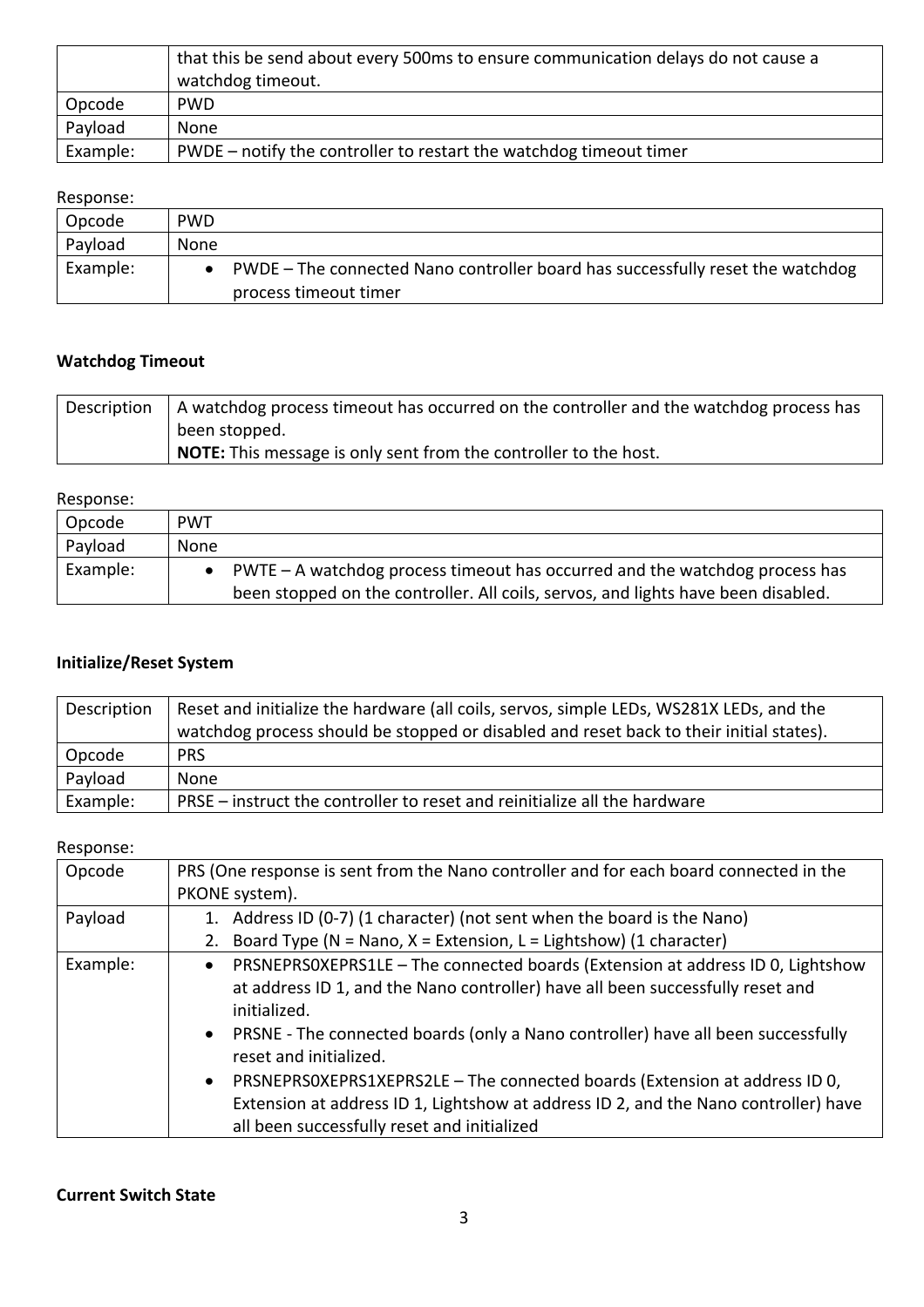| | that this be send about every 500ms to ensure communication delays do not cause a watchdog timeout. |
|---|---|
| Opcode | PWD |
| Payload | None |
| Example: | PWDE – notify the controller to restart the watchdog timeout timer |

Response:

| Opcode | PWD |
|---|---|
| Payload | None |
| Example: | • PWDE – The connected Nano controller board has successfully reset the watchdog process timeout timer |

**Watchdog Timeout**

| Description | A watchdog process timeout has occurred on the controller and the watchdog process has been stopped.<br>**NOTE:** This message is only sent from the controller to the host. |
|---|---|

Response:

| Opcode | PWT |
|---|---|
| Payload | None |
| Example: | • PWTE – A watchdog process timeout has occurred and the watchdog process has been stopped on the controller. All coils, servos, and lights have been disabled. |

**Initialize/Reset System**

| Description | Reset and initialize the hardware (all coils, servos, simple LEDs, WS281X LEDs, and the watchdog process should be stopped or disabled and reset back to their initial states). |
|---|---|
| Opcode | PRS |
| Payload | None |
| Example: | PRSE – instruct the controller to reset and reinitialize all the hardware |

Response:

| Opcode | PRS (One response is sent from the Nano controller and for each board connected in the PKONE system). |
|---|---|
| Payload | 1. Address ID (0-7) (1 character) (not sent when the board is the Nano)<br>2. Board Type (N = Nano, X = Extension, L = Lightshow) (1 character) |
| Example: | • PRSNEPRS0XEPRS1LE – The connected boards (Extension at address ID 0, Lightshow at address ID 1, and the Nano controller) have all been successfully reset and initialized.<br>• PRSNE - The connected boards (only a Nano controller) have all been successfully reset and initialized.<br>• PRSNEPRS0XEPRS1XEPRS2LE – The connected boards (Extension at address ID 0, Extension at address ID 1, Lightshow at address ID 2, and the Nano controller) have all been successfully reset and initialized |

**Current Switch State**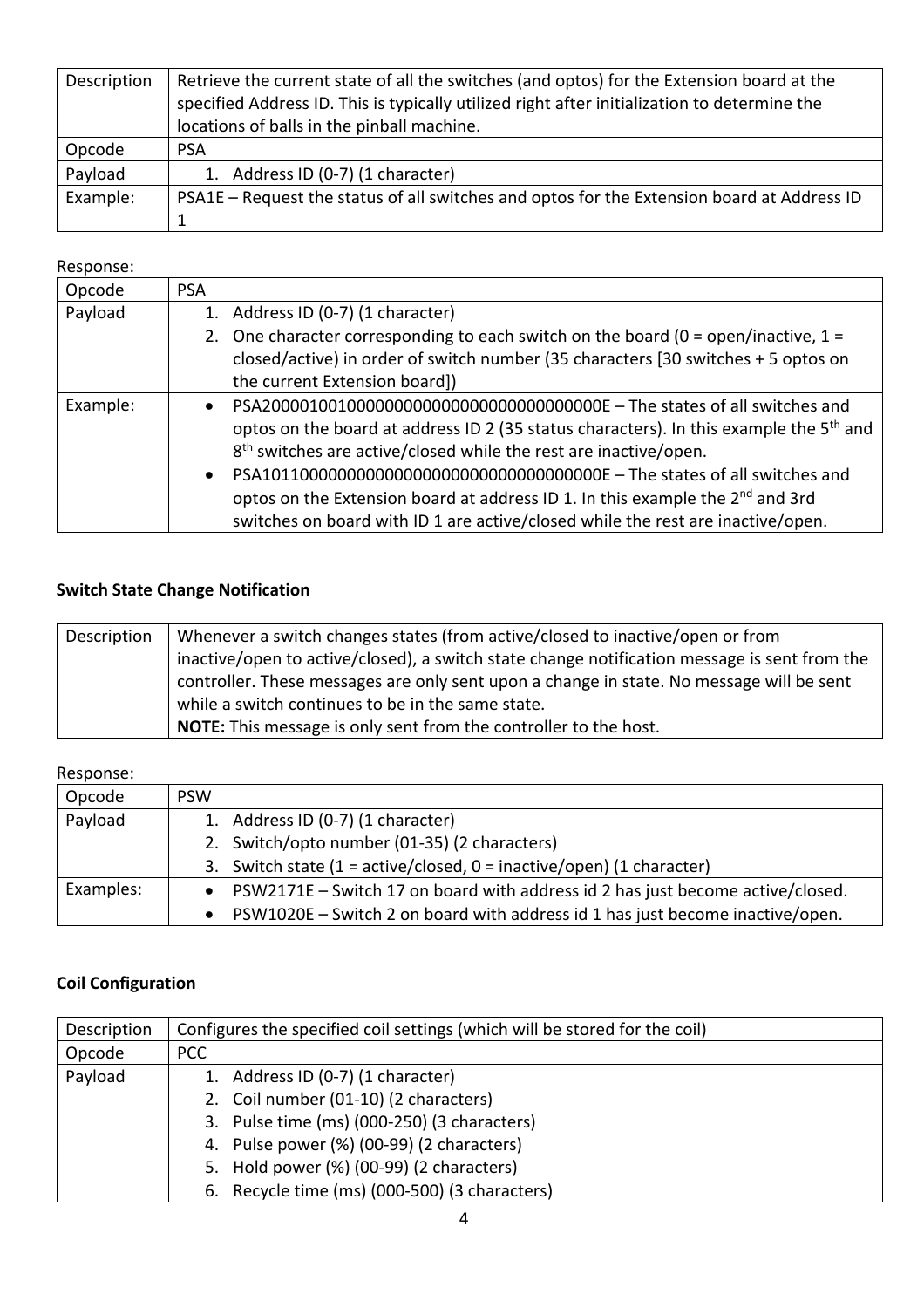| Description | Retrieve the current state of all the switches (and optos) for the Extension board at the specified Address ID. This is typically utilized right after initialization to determine the locations of balls in the pinball machine. |
| --- | --- |
| Opcode | PSA |
| Payload | 1. Address ID (0-7) (1 character) |
| Example: | PSA1E – Request the status of all switches and optos for the Extension board at Address ID 1 |

Response:

| Opcode | PSA |
| --- | --- |
| Payload | 1. Address ID (0-7) (1 character)<br>2. One character corresponding to each switch on the board (0 = open/inactive, 1 = closed/active) in order of switch number (35 characters [30 switches + 5 optos on the current Extension board]) |
| Example: | • PSA200001001000000000000000000000000E – The states of all switches and optos on the board at address ID 2 (35 status characters). In this example the 5th and 8th switches are active/closed while the rest are inactive/open.<br>• PSA101100000000000000000000000000000E – The states of all switches and optos on the Extension board at address ID 1. In this example the 2nd and 3rd switches on board with ID 1 are active/closed while the rest are inactive/open. |

**Switch State Change Notification**

| Description | Whenever a switch changes states (from active/closed to inactive/open or from inactive/open to active/closed), a switch state change notification message is sent from the controller. These messages are only sent upon a change in state. No message will be sent while a switch continues to be in the same state.<br>**NOTE:** This message is only sent from the controller to the host. |
| --- | --- |

Response:

| Opcode | PSW |
| --- | --- |
| Payload | 1. Address ID (0-7) (1 character)<br>2. Switch/opto number (01-35) (2 characters)<br>3. Switch state (1 = active/closed, 0 = inactive/open) (1 character) |
| Examples: | • PSW2171E – Switch 17 on board with address id 2 has just become active/closed.<br>• PSW1020E – Switch 2 on board with address id 1 has just become inactive/open. |

**Coil Configuration**

| Description | Configures the specified coil settings (which will be stored for the coil) |
| --- | --- |
| Opcode | PCC |
| Payload | 1. Address ID (0-7) (1 character)<br>2. Coil number (01-10) (2 characters)<br>3. Pulse time (ms) (000-250) (3 characters)<br>4. Pulse power (%) (00-99) (2 characters)<br>5. Hold power (%) (00-99) (2 characters)<br>6. Recycle time (ms) (000-500) (3 characters) |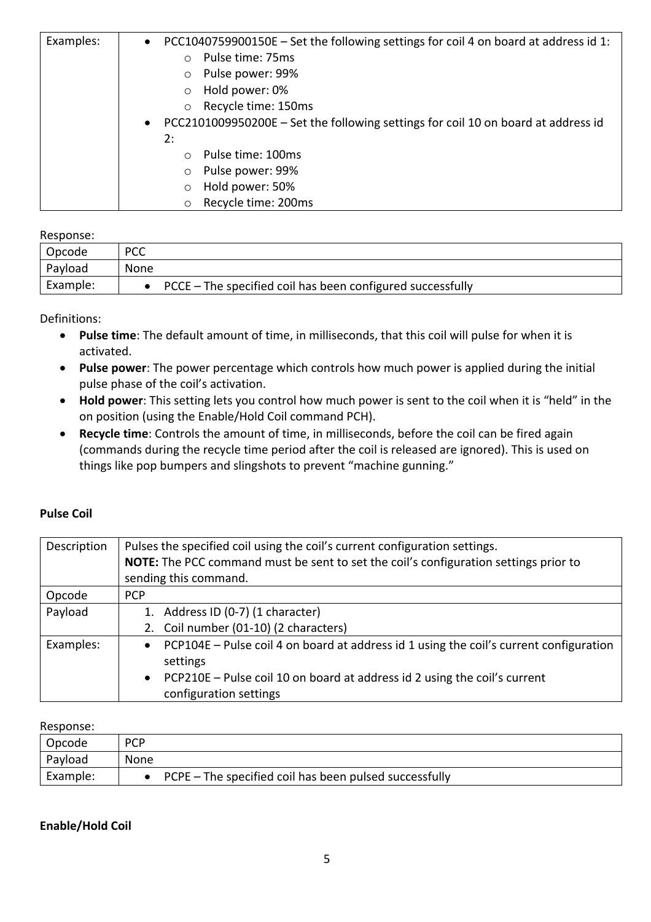| | |
|---|---|
| Examples: | • PCC1040759900150E – Set the following settings for coil 4 on board at address id 1:<br>  ○ Pulse time: 75ms<br>  ○ Pulse power: 99%<br>  ○ Hold power: 0%<br>  ○ Recycle time: 150ms<br>• PCC2101009950200E – Set the following settings for coil 10 on board at address id 2:<br>  ○ Pulse time: 100ms<br>  ○ Pulse power: 99%<br>  ○ Hold power: 50%<br>  ○ Recycle time: 200ms |

Response:

| | |
|---|---|
| Opcode | PCC |
| Payload | None |
| Example: | • PCCE – The specified coil has been configured successfully |

Definitions:

- **Pulse time**: The default amount of time, in milliseconds, that this coil will pulse for when it is activated.
- **Pulse power**: The power percentage which controls how much power is applied during the initial pulse phase of the coil's activation.
- **Hold power**: This setting lets you control how much power is sent to the coil when it is "held" in the on position (using the Enable/Hold Coil command PCH).
- **Recycle time**: Controls the amount of time, in milliseconds, before the coil can be fired again (commands during the recycle time period after the coil is released are ignored). This is used on things like pop bumpers and slingshots to prevent "machine gunning."

**Pulse Coil**

| | |
|---|---|
| Description | Pulses the specified coil using the coil's current configuration settings.<br>**NOTE:** The PCC command must be sent to set the coil's configuration settings prior to sending this command. |
| Opcode | PCP |
| Payload | 1. Address ID (0-7) (1 character)<br>2. Coil number (01-10) (2 characters) |
| Examples: | • PCP104E – Pulse coil 4 on board at address id 1 using the coil's current configuration settings<br>• PCP210E – Pulse coil 10 on board at address id 2 using the coil's current configuration settings |

Response:

| | |
|---|---|
| Opcode | PCP |
| Payload | None |
| Example: | • PCPE – The specified coil has been pulsed successfully |

**Enable/Hold Coil**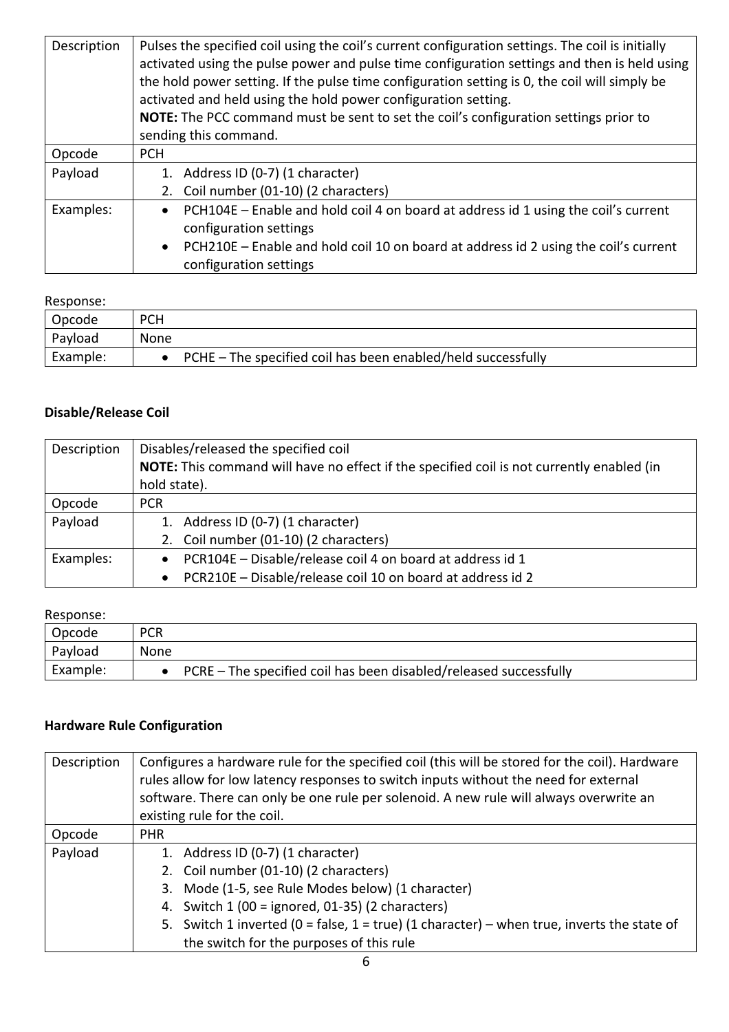| Description | Pulses the specified coil using the coil's current configuration settings. The coil is initially activated using the pulse power and pulse time configuration settings and then is held using the hold power setting. If the pulse time configuration setting is 0, the coil will simply be activated and held using the hold power configuration setting.<br>**NOTE:** The PCC command must be sent to set the coil's configuration settings prior to sending this command. |
|---|---|
| Opcode | PCH |
| Payload | 1. Address ID (0-7) (1 character)<br>2. Coil number (01-10) (2 characters) |
| Examples: | • PCH104E – Enable and hold coil 4 on board at address id 1 using the coil's current configuration settings<br>• PCH210E – Enable and hold coil 10 on board at address id 2 using the coil's current configuration settings |

Response:

| Opcode | PCH |
|---|---|
| Payload | None |
| Example: | • PCHE – The specified coil has been enabled/held successfully |

**Disable/Release Coil**

| Description | Disables/released the specified coil<br>**NOTE:** This command will have no effect if the specified coil is not currently enabled (in hold state). |
|---|---|
| Opcode | PCR |
| Payload | 1. Address ID (0-7) (1 character)<br>2. Coil number (01-10) (2 characters) |
| Examples: | • PCR104E – Disable/release coil 4 on board at address id 1<br>• PCR210E – Disable/release coil 10 on board at address id 2 |

Response:

| Opcode | PCR |
|---|---|
| Payload | None |
| Example: | • PCRE – The specified coil has been disabled/released successfully |

**Hardware Rule Configuration**

| Description | Configures a hardware rule for the specified coil (this will be stored for the coil). Hardware rules allow for low latency responses to switch inputs without the need for external software. There can only be one rule per solenoid. A new rule will always overwrite an existing rule for the coil. |
|---|---|
| Opcode | PHR |
| Payload | 1. Address ID (0-7) (1 character)<br>2. Coil number (01-10) (2 characters)<br>3. Mode (1-5, see Rule Modes below) (1 character)<br>4. Switch 1 (00 = ignored, 01-35) (2 characters)<br>5. Switch 1 inverted (0 = false, 1 = true) (1 character) – when true, inverts the state of the switch for the purposes of this rule |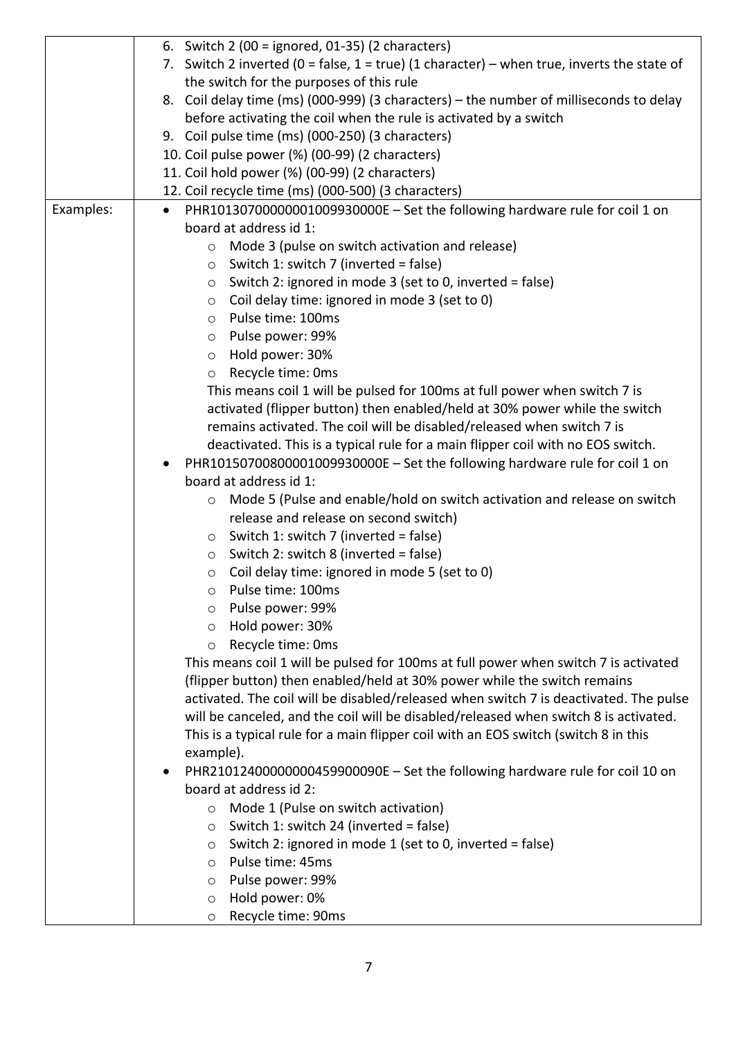|  | 6. Switch 2 (00 = ignored, 01-35) (2 characters)<br>7. Switch 2 inverted (0 = false, 1 = true) (1 character) – when true, inverts the state of the switch for the purposes of this rule<br>8. Coil delay time (ms) (000-999) (3 characters) – the number of milliseconds to delay before activating the coil when the rule is activated by a switch<br>9. Coil pulse time (ms) (000-250) (3 characters)<br>10. Coil pulse power (%) (00-99) (2 characters)<br>11. Coil hold power (%) (00-99) (2 characters)<br>12. Coil recycle time (ms) (000-500) (3 characters) |
|---|---|
| Examples: | • PHR10130700000001009930000E – Set the following hardware rule for coil 1 on board at address id 1:<br>  ○ Mode 3 (pulse on switch activation and release)<br>  ○ Switch 1: switch 7 (inverted = false)<br>  ○ Switch 2: ignored in mode 3 (set to 0, inverted = false)<br>  ○ Coil delay time: ignored in mode 3 (set to 0)<br>  ○ Pulse time: 100ms<br>  ○ Pulse power: 99%<br>  ○ Hold power: 30%<br>  ○ Recycle time: 0ms<br>This means coil 1 will be pulsed for 100ms at full power when switch 7 is activated (flipper button) then enabled/held at 30% power while the switch remains activated. The coil will be disabled/released when switch 7 is deactivated. This is a typical rule for a main flipper coil with no EOS switch.<br>• PHR10150700800001009930000E – Set the following hardware rule for coil 1 on board at address id 1:<br>  ○ Mode 5 (Pulse and enable/hold on switch activation and release on switch release and release on second switch)<br>  ○ Switch 1: switch 7 (inverted = false)<br>  ○ Switch 2: switch 8 (inverted = false)<br>  ○ Coil delay time: ignored in mode 5 (set to 0)<br>  ○ Pulse time: 100ms<br>  ○ Pulse power: 99%<br>  ○ Hold power: 30%<br>  ○ Recycle time: 0ms<br>This means coil 1 will be pulsed for 100ms at full power when switch 7 is activated (flipper button) then enabled/held at 30% power while the switch remains activated. The coil will be disabled/released when switch 7 is deactivated. The pulse will be canceled, and the coil will be disabled/released when switch 8 is activated. This is a typical rule for a main flipper coil with an EOS switch (switch 8 in this example).<br>• PHR21012400000000459900090E – Set the following hardware rule for coil 10 on board at address id 2:<br>  ○ Mode 1 (Pulse on switch activation)<br>  ○ Switch 1: switch 24 (inverted = false)<br>  ○ Switch 2: ignored in mode 1 (set to 0, inverted = false)<br>  ○ Pulse time: 45ms<br>  ○ Pulse power: 99%<br>  ○ Hold power: 0%<br>  ○ Recycle time: 90ms |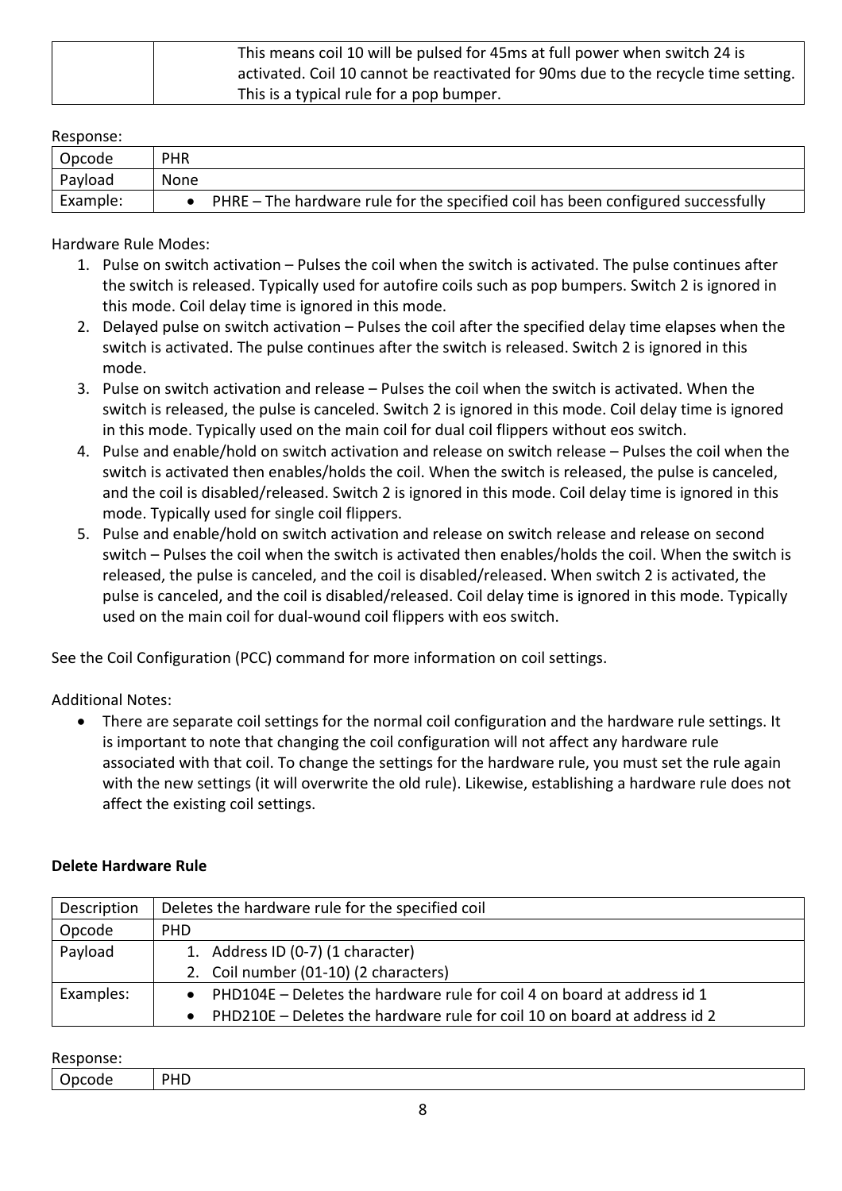| | |
|---|---|
| | This means coil 10 will be pulsed for 45ms at full power when switch 24 is activated. Coil 10 cannot be reactivated for 90ms due to the recycle time setting. This is a typical rule for a pop bumper. |

Response:

| | |
|---|---|
| Opcode | PHR |
| Payload | None |
| Example: | • PHRE – The hardware rule for the specified coil has been configured successfully |

Hardware Rule Modes:

1. Pulse on switch activation – Pulses the coil when the switch is activated. The pulse continues after the switch is released. Typically used for autofire coils such as pop bumpers. Switch 2 is ignored in this mode. Coil delay time is ignored in this mode.
2. Delayed pulse on switch activation – Pulses the coil after the specified delay time elapses when the switch is activated. The pulse continues after the switch is released. Switch 2 is ignored in this mode.
3. Pulse on switch activation and release – Pulses the coil when the switch is activated. When the switch is released, the pulse is canceled. Switch 2 is ignored in this mode. Coil delay time is ignored in this mode. Typically used on the main coil for dual coil flippers without eos switch.
4. Pulse and enable/hold on switch activation and release on switch release – Pulses the coil when the switch is activated then enables/holds the coil. When the switch is released, the pulse is canceled, and the coil is disabled/released. Switch 2 is ignored in this mode. Coil delay time is ignored in this mode. Typically used for single coil flippers.
5. Pulse and enable/hold on switch activation and release on switch release and release on second switch – Pulses the coil when the switch is activated then enables/holds the coil. When the switch is released, the pulse is canceled, and the coil is disabled/released. When switch 2 is activated, the pulse is canceled, and the coil is disabled/released. Coil delay time is ignored in this mode. Typically used on the main coil for dual-wound coil flippers with eos switch.

See the Coil Configuration (PCC) command for more information on coil settings.

Additional Notes:

- There are separate coil settings for the normal coil configuration and the hardware rule settings. It is important to note that changing the coil configuration will not affect any hardware rule associated with that coil. To change the settings for the hardware rule, you must set the rule again with the new settings (it will overwrite the old rule). Likewise, establishing a hardware rule does not affect the existing coil settings.

**Delete Hardware Rule**

| | |
|---|---|
| Description | Deletes the hardware rule for the specified coil |
| Opcode | PHD |
| Payload | 1. Address ID (0-7) (1 character)<br>2. Coil number (01-10) (2 characters) |
| Examples: | • PHD104E – Deletes the hardware rule for coil 4 on board at address id 1<br>• PHD210E – Deletes the hardware rule for coil 10 on board at address id 2 |

Response:

| | |
|---|---|
| Opcode | PHD |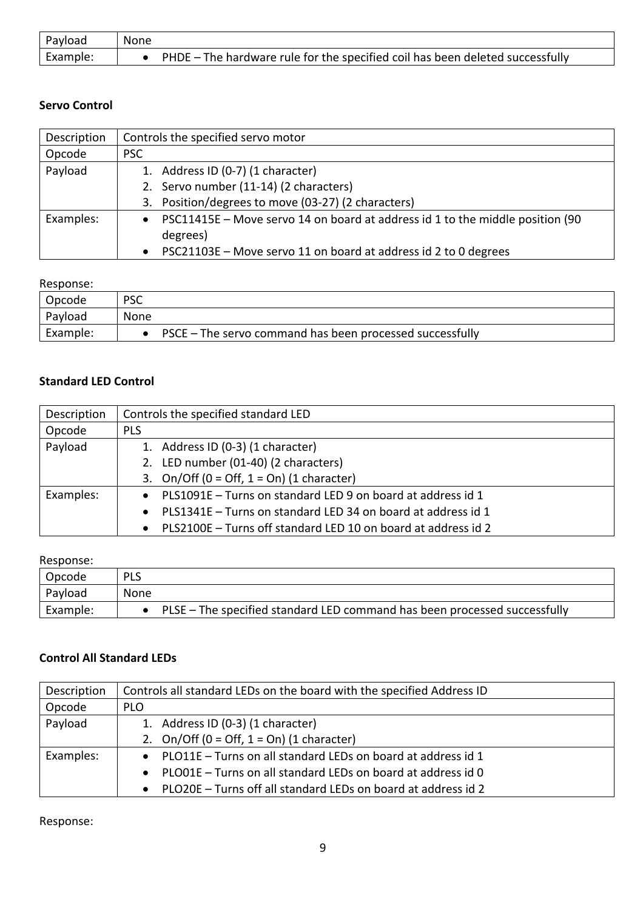| Payload | None |
|---|---|
| Example: | • PHDE – The hardware rule for the specified coil has been deleted successfully |

**Servo Control**

| Description | Controls the specified servo motor |
|---|---|
| Opcode | PSC |
| Payload | 1. Address ID (0-7) (1 character)<br>2. Servo number (11-14) (2 characters)<br>3. Position/degrees to move (03-27) (2 characters) |
| Examples: | • PSC11415E – Move servo 14 on board at address id 1 to the middle position (90 degrees)<br>• PSC21103E – Move servo 11 on board at address id 2 to 0 degrees |

Response:

| Opcode | PSC |
|---|---|
| Payload | None |
| Example: | • PSCE – The servo command has been processed successfully |

**Standard LED Control**

| Description | Controls the specified standard LED |
|---|---|
| Opcode | PLS |
| Payload | 1. Address ID (0-3) (1 character)<br>2. LED number (01-40) (2 characters)<br>3. On/Off (0 = Off, 1 = On) (1 character) |
| Examples: | • PLS1091E – Turns on standard LED 9 on board at address id 1<br>• PLS1341E – Turns on standard LED 34 on board at address id 1<br>• PLS2100E – Turns off standard LED 10 on board at address id 2 |

Response:

| Opcode | PLS |
|---|---|
| Payload | None |
| Example: | • PLSE – The specified standard LED command has been processed successfully |

**Control All Standard LEDs**

| Description | Controls all standard LEDs on the board with the specified Address ID |
|---|---|
| Opcode | PLO |
| Payload | 1. Address ID (0-3) (1 character)<br>2. On/Off (0 = Off, 1 = On) (1 character) |
| Examples: | • PLO11E – Turns on all standard LEDs on board at address id 1<br>• PLO01E – Turns on all standard LEDs on board at address id 0<br>• PLO20E – Turns off all standard LEDs on board at address id 2 |

Response: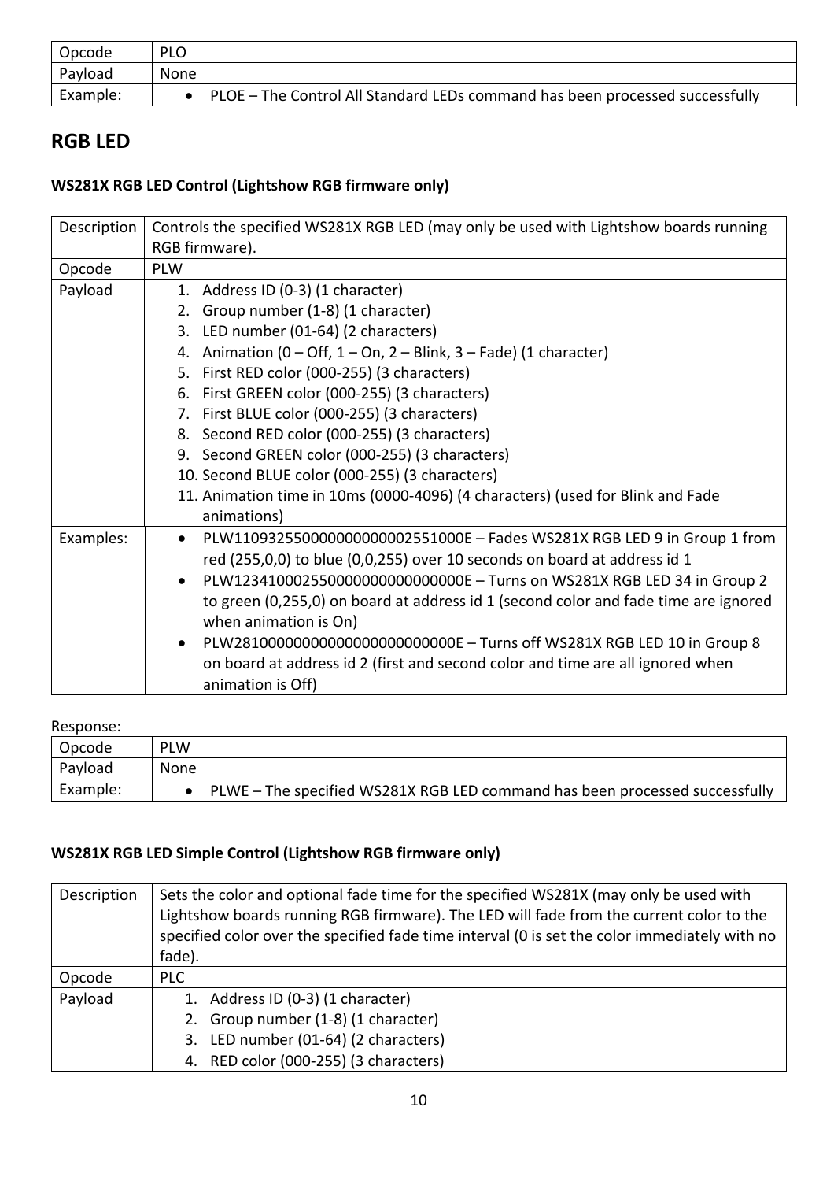| Opcode | PLO |
|---|---|
| Payload | None |
| Example: | • PLOE – The Control All Standard LEDs command has been processed successfully |

## RGB LED

### WS281X RGB LED Control (Lightshow RGB firmware only)

| Description | Controls the specified WS281X RGB LED (may only be used with Lightshow boards running RGB firmware). |
|---|---|
| Opcode | PLW |
| Payload | 1. Address ID (0-3) (1 character)<br>2. Group number (1-8) (1 character)<br>3. LED number (01-64) (2 characters)<br>4. Animation (0 – Off, 1 – On, 2 – Blink, 3 – Fade) (1 character)<br>5. First RED color (000-255) (3 characters)<br>6. First GREEN color (000-255) (3 characters)<br>7. First BLUE color (000-255) (3 characters)<br>8. Second RED color (000-255) (3 characters)<br>9. Second GREEN color (000-255) (3 characters)<br>10. Second BLUE color (000-255) (3 characters)<br>11. Animation time in 10ms (0000-4096) (4 characters) (used for Blink and Fade animations) |
| Examples: | • PLW11093255000000000000002551000E – Fades WS281X RGB LED 9 in Group 1 from red (255,0,0) to blue (0,0,255) over 10 seconds on board at address id 1<br>• PLW12341000255000000000000000000E – Turns on WS281X RGB LED 34 in Group 2 to green (0,255,0) on board at address id 1 (second color and fade time are ignored when animation is On)<br>• PLW28100000000000000000000000000E – Turns off WS281X RGB LED 10 in Group 8 on board at address id 2 (first and second color and time are all ignored when animation is Off) |

Response:

| Opcode | PLW |
|---|---|
| Payload | None |
| Example: | • PLWE – The specified WS281X RGB LED command has been processed successfully |

### WS281X RGB LED Simple Control (Lightshow RGB firmware only)

| Description | Sets the color and optional fade time for the specified WS281X (may only be used with Lightshow boards running RGB firmware). The LED will fade from the current color to the specified color over the specified fade time interval (0 is set the color immediately with no fade). |
|---|---|
| Opcode | PLC |
| Payload | 1. Address ID (0-3) (1 character)<br>2. Group number (1-8) (1 character)<br>3. LED number (01-64) (2 characters)<br>4. RED color (000-255) (3 characters) |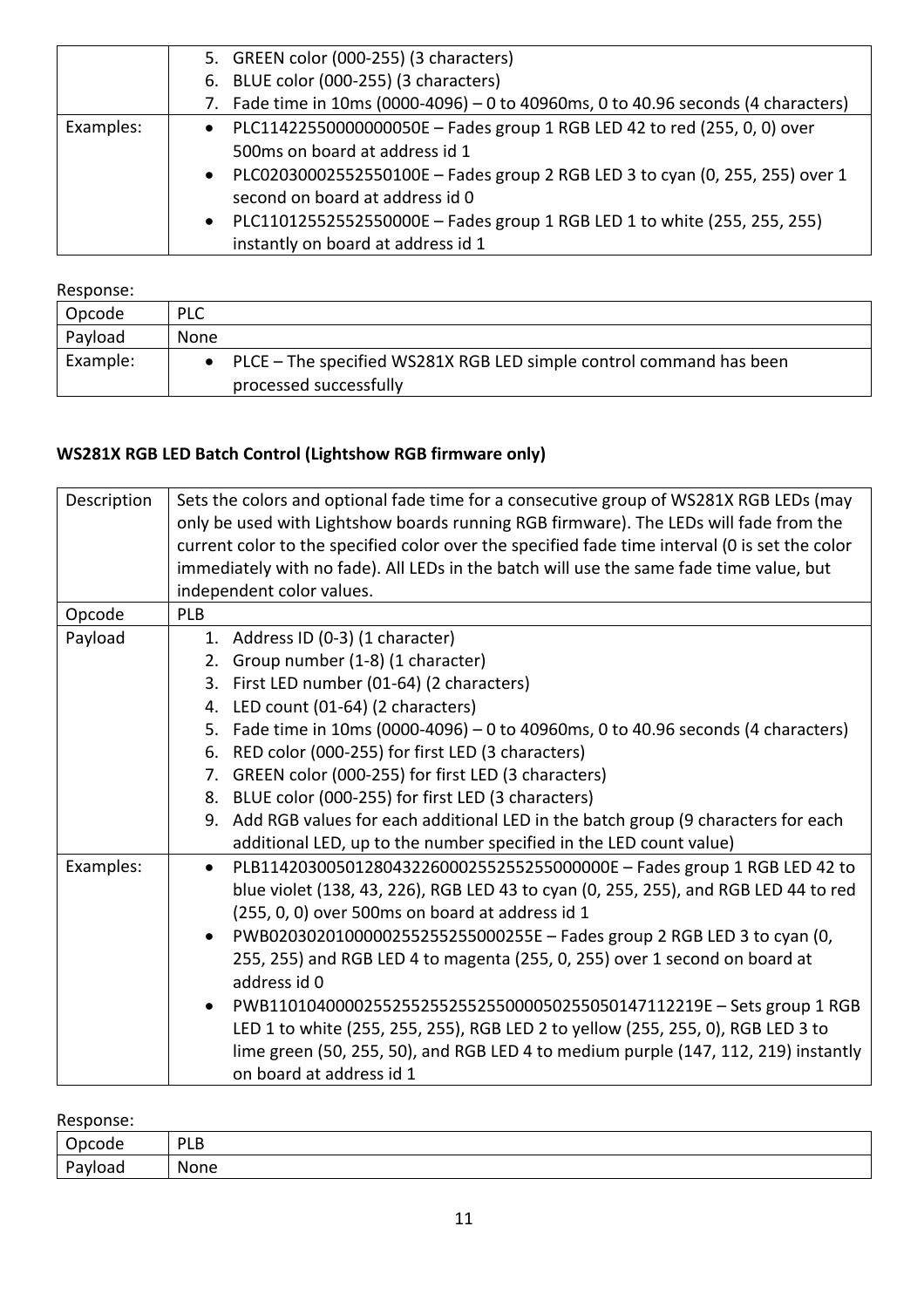| | 5. GREEN color (000-255) (3 characters)<br>6. BLUE color (000-255) (3 characters)<br>7. Fade time in 10ms (0000-4096) – 0 to 40960ms, 0 to 40.96 seconds (4 characters) |
|---|---|
| Examples: | • PLC11422550000000050E – Fades group 1 RGB LED 42 to red (255, 0, 0) over 500ms on board at address id 1<br>• PLC02030002552550100E – Fades group 2 RGB LED 3 to cyan (0, 255, 255) over 1 second on board at address id 0<br>• PLC11012552552550000E – Fades group 1 RGB LED 1 to white (255, 255, 255) instantly on board at address id 1 |

Response:

| Opcode | PLC |
|---|---|
| Payload | None |
| Example: | • PLCE – The specified WS281X RGB LED simple control command has been processed successfully |

**WS281X RGB LED Batch Control (Lightshow RGB firmware only)**

| Description | Sets the colors and optional fade time for a consecutive group of WS281X RGB LEDs (may only be used with Lightshow boards running RGB firmware). The LEDs will fade from the current color to the specified color over the specified fade time interval (0 is set the color immediately with no fade). All LEDs in the batch will use the same fade time value, but independent color values. |
|---|---|
| Opcode | PLB |
| Payload | 1. Address ID (0-3) (1 character)<br>2. Group number (1-8) (1 character)<br>3. First LED number (01-64) (2 characters)<br>4. LED count (01-64) (2 characters)<br>5. Fade time in 10ms (0000-4096) – 0 to 40960ms, 0 to 40.96 seconds (4 characters)<br>6. RED color (000-255) for first LED (3 characters)<br>7. GREEN color (000-255) for first LED (3 characters)<br>8. BLUE color (000-255) for first LED (3 characters)<br>9. Add RGB values for each additional LED in the batch group (9 characters for each additional LED, up to the number specified in the LED count value) |
| Examples: | • PLB11420300501280432260002552552550000000E – Fades group 1 RGB LED 42 to blue violet (138, 43, 226), RGB LED 43 to cyan (0, 255, 255), and RGB LED 44 to red (255, 0, 0) over 500ms on board at address id 1<br>• PWB02030201000002552552550002550E – Fades group 2 RGB LED 3 to cyan (0, 255, 255) and RGB LED 4 to magenta (255, 0, 255) over 1 second on board at address id 0<br>• PWB11010400000255255255255255000050255050147112219E – Sets group 1 RGB LED 1 to white (255, 255, 255), RGB LED 2 to yellow (255, 255, 0), RGB LED 3 to lime green (50, 255, 50), and RGB LED 4 to medium purple (147, 112, 219) instantly on board at address id 1 |

Response:

| Opcode | PLB |
|---|---|
| Payload | None |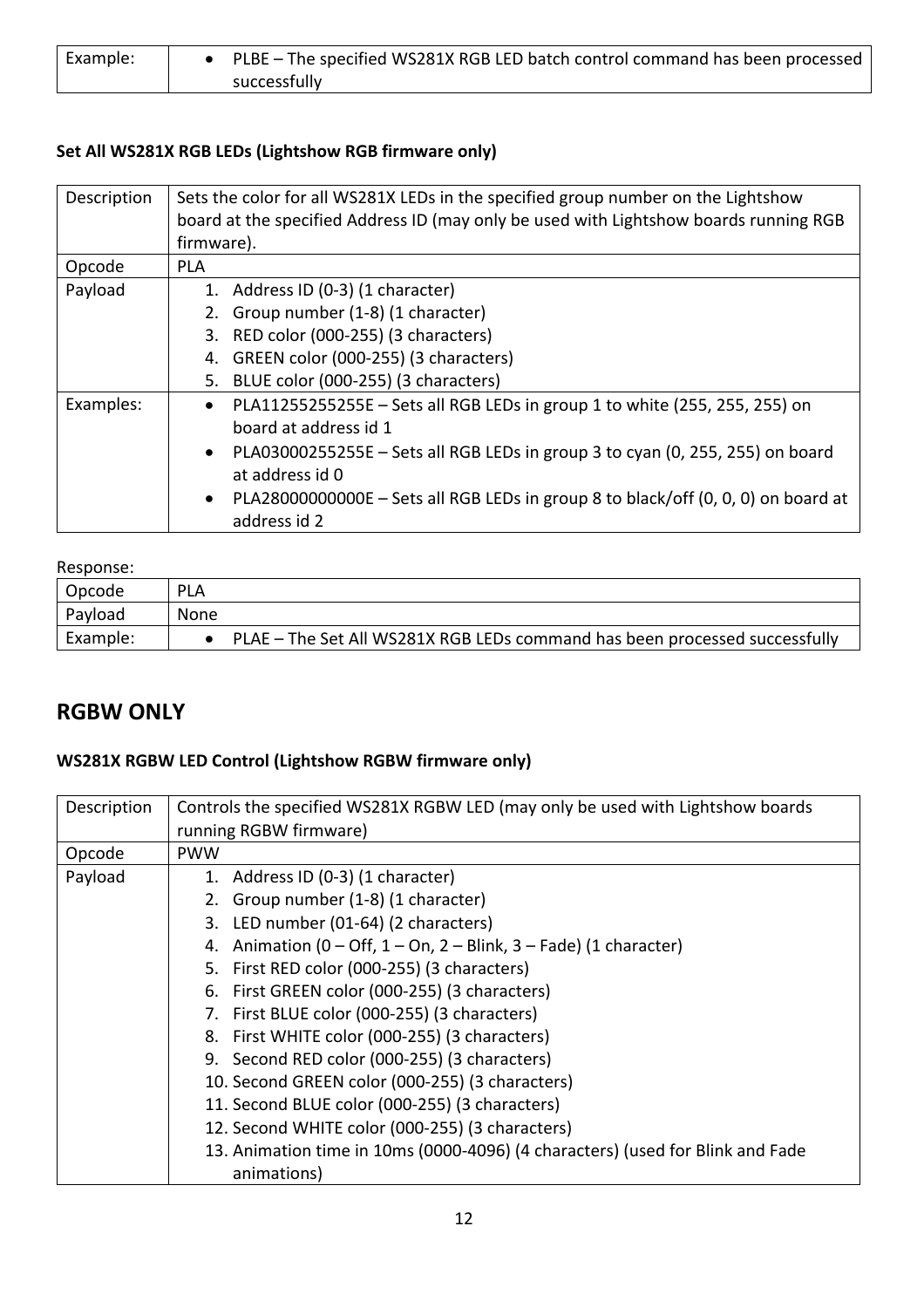| Example: | • PLBE – The specified WS281X RGB LED batch control command has been processed successfully |
|---|---|

**Set All WS281X RGB LEDs (Lightshow RGB firmware only)**

| Description | Sets the color for all WS281X LEDs in the specified group number on the Lightshow board at the specified Address ID (may only be used with Lightshow boards running RGB firmware). |
|---|---|
| Opcode | PLA |
| Payload | 1. Address ID (0-3) (1 character)<br>2. Group number (1-8) (1 character)<br>3. RED color (000-255) (3 characters)<br>4. GREEN color (000-255) (3 characters)<br>5. BLUE color (000-255) (3 characters) |
| Examples: | • PLA11255255255E – Sets all RGB LEDs in group 1 to white (255, 255, 255) on board at address id 1<br>• PLA03000255255E – Sets all RGB LEDs in group 3 to cyan (0, 255, 255) on board at address id 0<br>• PLA28000000000E – Sets all RGB LEDs in group 8 to black/off (0, 0, 0) on board at address id 2 |

Response:

| Opcode | PLA |
|---|---|
| Payload | None |
| Example: | • PLAE – The Set All WS281X RGB LEDs command has been processed successfully |

## RGBW ONLY

**WS281X RGBW LED Control (Lightshow RGBW firmware only)**

| Description | Controls the specified WS281X RGBW LED (may only be used with Lightshow boards running RGBW firmware) |
|---|---|
| Opcode | PWW |
| Payload | 1. Address ID (0-3) (1 character)<br>2. Group number (1-8) (1 character)<br>3. LED number (01-64) (2 characters)<br>4. Animation (0 – Off, 1 – On, 2 – Blink, 3 – Fade) (1 character)<br>5. First RED color (000-255) (3 characters)<br>6. First GREEN color (000-255) (3 characters)<br>7. First BLUE color (000-255) (3 characters)<br>8. First WHITE color (000-255) (3 characters)<br>9. Second RED color (000-255) (3 characters)<br>10. Second GREEN color (000-255) (3 characters)<br>11. Second BLUE color (000-255) (3 characters)<br>12. Second WHITE color (000-255) (3 characters)<br>13. Animation time in 10ms (0000-4096) (4 characters) (used for Blink and Fade animations) |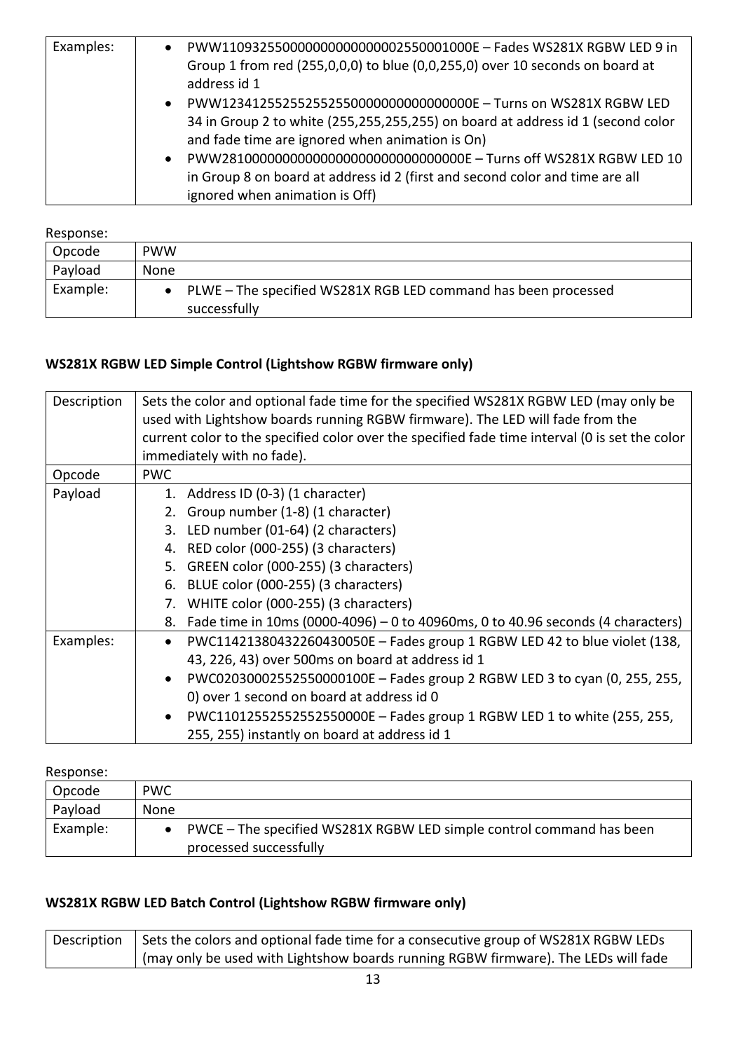| | |
|---|---|
| Examples: | • PWW1109325500000000000000002550001000E – Fades WS281X RGBW LED 9 in Group 1 from red (255,0,0,0) to blue (0,0,255,0) over 10 seconds on board at address id 1<br>• PWW1234125525525525500000000000000000E – Turns on WS281X RGBW LED 34 in Group 2 to white (255,255,255,255) on board at address id 1 (second color and fade time are ignored when animation is On)<br>• PWW2810000000000000000000000000000000E – Turns off WS281X RGBW LED 10 in Group 8 on board at address id 2 (first and second color and time are all ignored when animation is Off) |

Response:

| | |
|---|---|
| Opcode | PWW |
| Payload | None |
| Example: | • PLWE – The specified WS281X RGB LED command has been processed successfully |

**WS281X RGBW LED Simple Control (Lightshow RGBW firmware only)**

| | |
|---|---|
| Description | Sets the color and optional fade time for the specified WS281X RGBW LED (may only be used with Lightshow boards running RGBW firmware). The LED will fade from the current color to the specified color over the specified fade time interval (0 is set the color immediately with no fade). |
| Opcode | PWC |
| Payload | 1. Address ID (0-3) (1 character)<br>2. Group number (1-8) (1 character)<br>3. LED number (01-64) (2 characters)<br>4. RED color (000-255) (3 characters)<br>5. GREEN color (000-255) (3 characters)<br>6. BLUE color (000-255) (3 characters)<br>7. WHITE color (000-255) (3 characters)<br>8. Fade time in 10ms (0000-4096) – 0 to 40960ms, 0 to 40.96 seconds (4 characters) |
| Examples: | • PWC11421380432260430050E – Fades group 1 RGBW LED 42 to blue violet (138, 43, 226, 43) over 500ms on board at address id 1<br>• PWC02030002552550000100E – Fades group 2 RGBW LED 3 to cyan (0, 255, 255, 0) over 1 second on board at address id 0<br>• PWC11012552552552550000E – Fades group 1 RGBW LED 1 to white (255, 255, 255, 255) instantly on board at address id 1 |

Response:

| | |
|---|---|
| Opcode | PWC |
| Payload | None |
| Example: | • PWCE – The specified WS281X RGBW LED simple control command has been processed successfully |

**WS281X RGBW LED Batch Control (Lightshow RGBW firmware only)**

| | |
|---|---|
| Description | Sets the colors and optional fade time for a consecutive group of WS281X RGBW LEDs (may only be used with Lightshow boards running RGBW firmware). The LEDs will fade |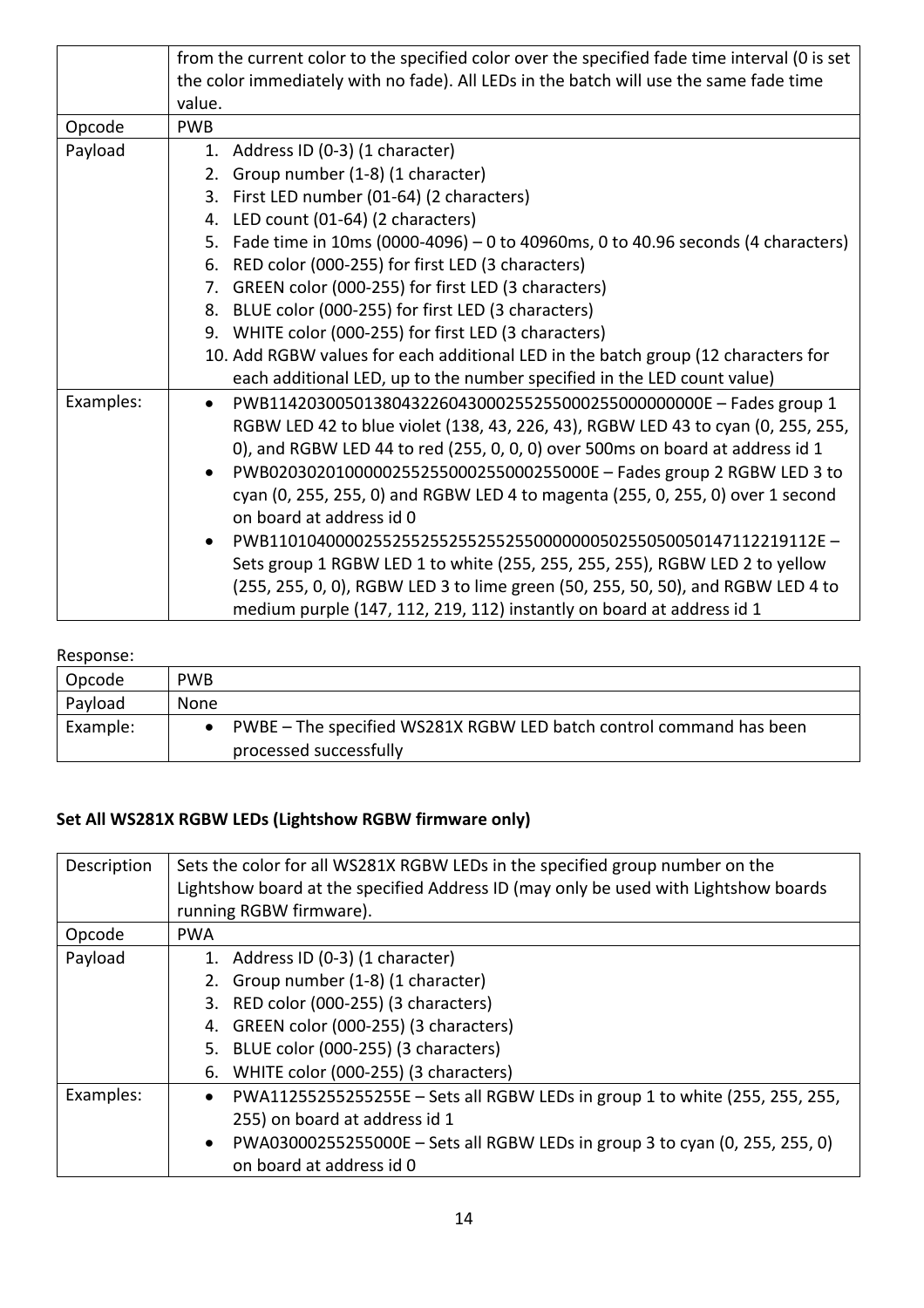| | from the current color to the specified color over the specified fade time interval (0 is set the color immediately with no fade). All LEDs in the batch will use the same fade time value. |
|---|---|
| Opcode | PWB |
| Payload | 1. Address ID (0-3) (1 character)<br>2. Group number (1-8) (1 character)<br>3. First LED number (01-64) (2 characters)<br>4. LED count (01-64) (2 characters)<br>5. Fade time in 10ms (0000-4096) – 0 to 40960ms, 0 to 40.96 seconds (4 characters)<br>6. RED color (000-255) for first LED (3 characters)<br>7. GREEN color (000-255) for first LED (3 characters)<br>8. BLUE color (000-255) for first LED (3 characters)<br>9. WHITE color (000-255) for first LED (3 characters)<br>10. Add RGBW values for each additional LED in the batch group (12 characters for each additional LED, up to the number specified in the LED count value) |
| Examples: | • PWB11420300501380432260430002552550002550000000000E – Fades group 1 RGBW LED 42 to blue violet (138, 43, 226, 43), RGBW LED 43 to cyan (0, 255, 255, 0), and RGBW LED 44 to red (255, 0, 0, 0) over 500ms on board at address id 1<br>• PWB02030201000000255255000255000255000E – Fades group 2 RGBW LED 3 to cyan (0, 255, 255, 0) and RGBW LED 4 to magenta (255, 0, 255, 0) over 1 second on board at address id 0<br>• PWB11010400002552552552552552550000000050255050050147112219112E – Sets group 1 RGBW LED 1 to white (255, 255, 255, 255), RGBW LED 2 to yellow (255, 255, 0, 0), RGBW LED 3 to lime green (50, 255, 50, 50), and RGBW LED 4 to medium purple (147, 112, 219, 112) instantly on board at address id 1 |

Response:

| Opcode | PWB |
|---|---|
| Payload | None |
| Example: | • PWBE – The specified WS281X RGBW LED batch control command has been processed successfully |

**Set All WS281X RGBW LEDs (Lightshow RGBW firmware only)**

| Description | Sets the color for all WS281X RGBW LEDs in the specified group number on the Lightshow board at the specified Address ID (may only be used with Lightshow boards running RGBW firmware). |
|---|---|
| Opcode | PWA |
| Payload | 1. Address ID (0-3) (1 character)<br>2. Group number (1-8) (1 character)<br>3. RED color (000-255) (3 characters)<br>4. GREEN color (000-255) (3 characters)<br>5. BLUE color (000-255) (3 characters)<br>6. WHITE color (000-255) (3 characters) |
| Examples: | • PWA11255255255255E – Sets all RGBW LEDs in group 1 to white (255, 255, 255, 255) on board at address id 1<br>• PWA03000255255000E – Sets all RGBW LEDs in group 3 to cyan (0, 255, 255, 0) on board at address id 0 |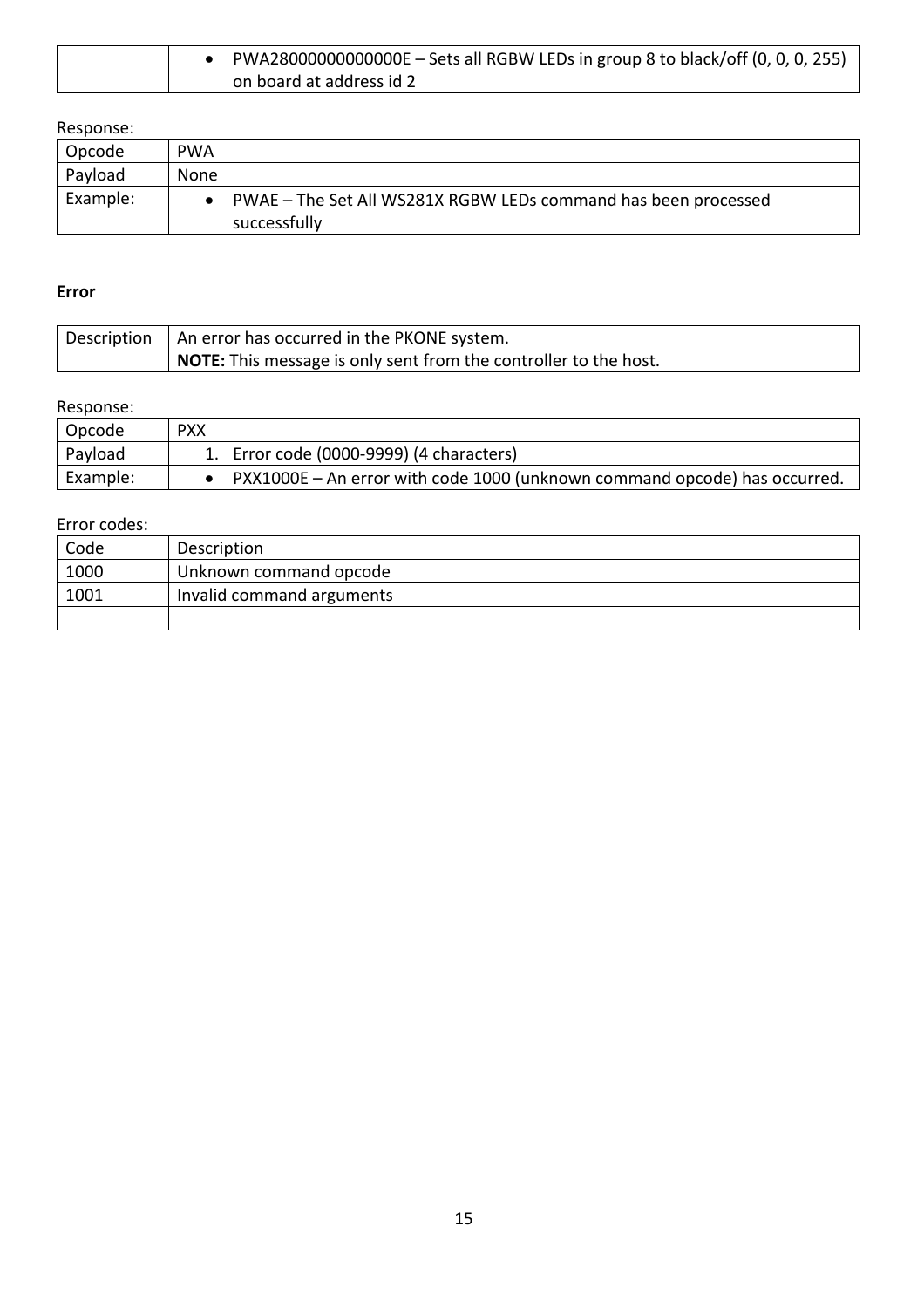| | |
|---|---|
| | • PWA28000000000000E – Sets all RGBW LEDs in group 8 to black/off (0, 0, 0, 255) on board at address id 2 |

Response:

| | |
|---|---|
| Opcode | PWA |
| Payload | None |
| Example: | • PWAE – The Set All WS281X RGBW LEDs command has been processed successfully |

**Error**

| | |
|---|---|
| Description | An error has occurred in the PKONE system.<br>**NOTE:** This message is only sent from the controller to the host. |

Response:

| | |
|---|---|
| Opcode | PXX |
| Payload | 1. Error code (0000-9999) (4 characters) |
| Example: | • PXX1000E – An error with code 1000 (unknown command opcode) has occurred. |

Error codes:

| Code | Description |
|---|---|
| 1000 | Unknown command opcode |
| 1001 | Invalid command arguments |
| | |